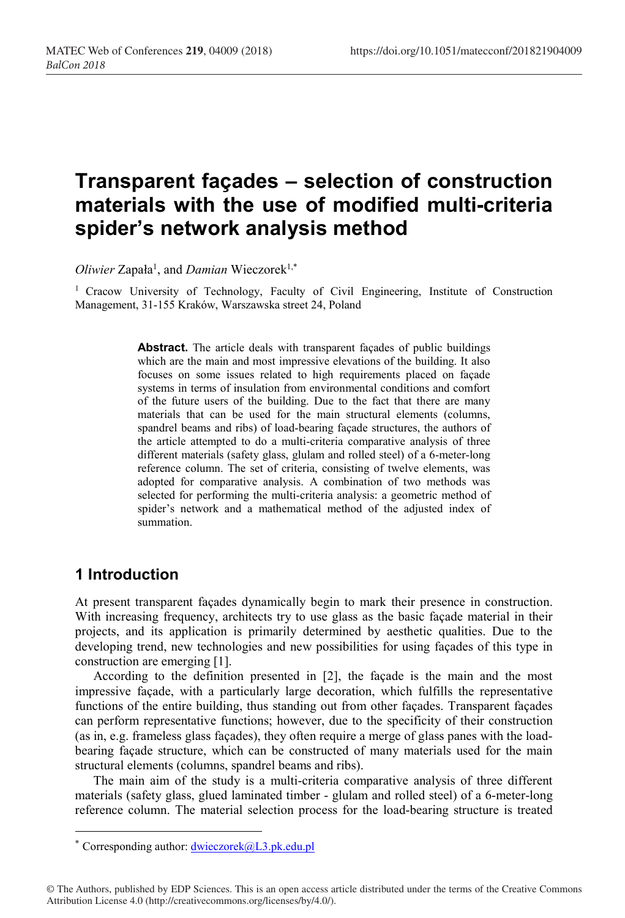# Transparent façades – selection of construction materials with the use of modified multi-criteria spider's network analysis method

*Oliwier* Zapała[1], and *Damian* Wieczorek[1,*]

[1] Cracow University of Technology, Faculty of Civil Engineering, Institute of Construction Management, 31-155 Kraków, Warszawska street 24, Poland

**Abstract.** The article deals with transparent façades of public buildings which are the main and most impressive elevations of the building. It also focuses on some issues related to high requirements placed on façade systems in terms of insulation from environmental conditions and comfort of the future users of the building. Due to the fact that there are many materials that can be used for the main structural elements (columns, spandrel beams and ribs) of load-bearing façade structures, the authors of the article attempted to do a multi-criteria comparative analysis of three different materials (safety glass, glulam and rolled steel) of a 6-meter-long reference column. The set of criteria, consisting of twelve elements, was adopted for comparative analysis. A combination of two methods was selected for performing the multi-criteria analysis: a geometric method of spider's network and a mathematical method of the adjusted index of summation.

## 1 Introduction

At present transparent façades dynamically begin to mark their presence in construction. With increasing frequency, architects try to use glass as the basic façade material in their projects, and its application is primarily determined by aesthetic qualities. Due to the developing trend, new technologies and new possibilities for using façades of this type in construction are emerging [1].

According to the definition presented in [2], the façade is the main and the most impressive façade, with a particularly large decoration, which fulfills the representative functions of the entire building, thus standing out from other façades. Transparent façades can perform representative functions; however, due to the specificity of their construction (as in, e.g. frameless glass façades), they often require a merge of glass panes with the load-bearing façade structure, which can be constructed of many materials used for the main structural elements (columns, spandrel beams and ribs).

The main aim of the study is a multi-criteria comparative analysis of three different materials (safety glass, glued laminated timber - glulam and rolled steel) of a 6-meter-long reference column. The material selection process for the load-bearing structure is treated

* Corresponding author: dwieczorek@L3.pk.edu.pl

© The Authors, published by EDP Sciences. This is an open access article distributed under the terms of the Creative Commons Attribution License 4.0 (http://creativecommons.org/licenses/by/4.0/).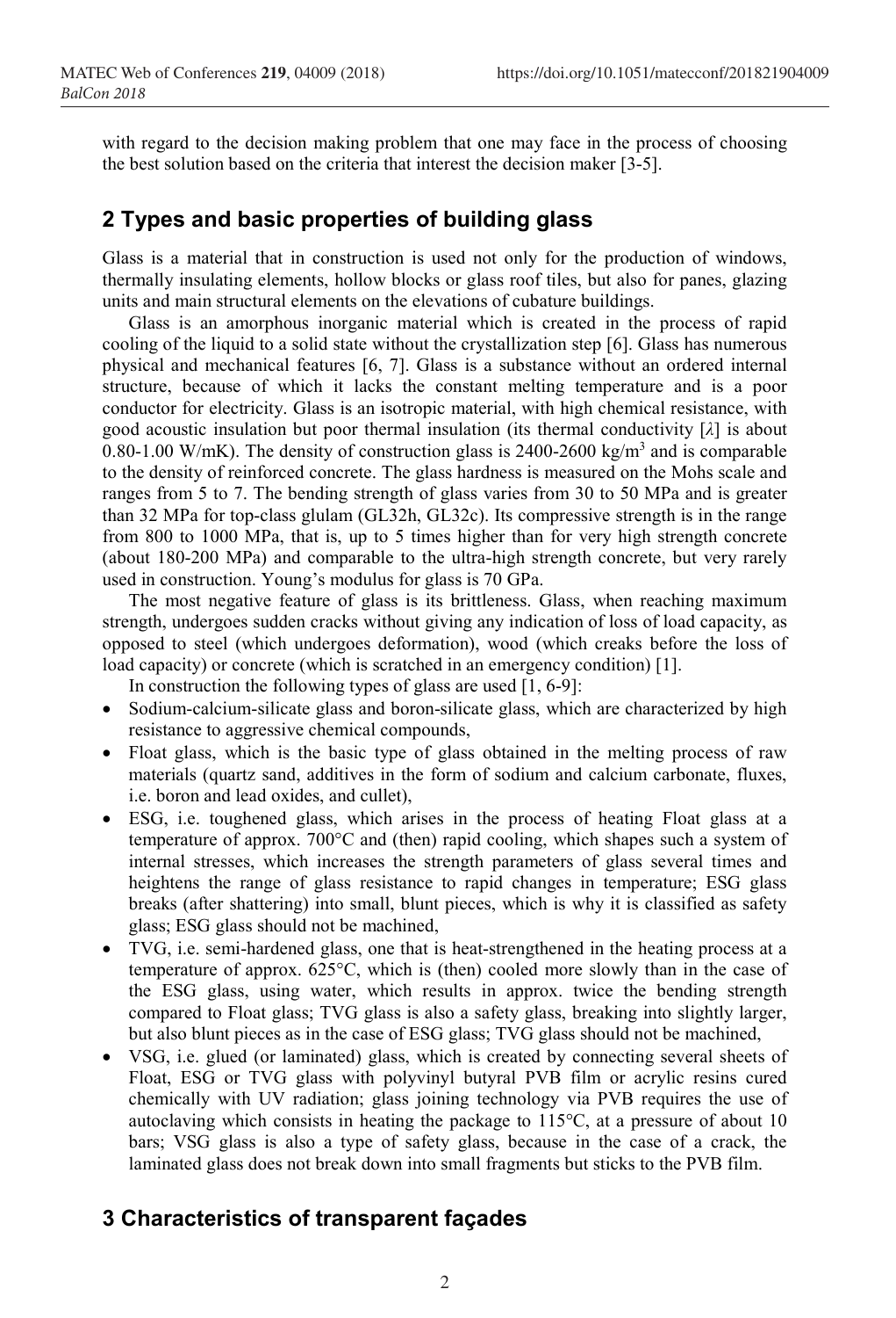with regard to the decision making problem that one may face in the process of choosing the best solution based on the criteria that interest the decision maker [3-5].

## 2 Types and basic properties of building glass

Glass is a material that in construction is used not only for the production of windows, thermally insulating elements, hollow blocks or glass roof tiles, but also for panes, glazing units and main structural elements on the elevations of cubature buildings.

Glass is an amorphous inorganic material which is created in the process of rapid cooling of the liquid to a solid state without the crystallization step [6]. Glass has numerous physical and mechanical features [6, 7]. Glass is a substance without an ordered internal structure, because of which it lacks the constant melting temperature and is a poor conductor for electricity. Glass is an isotropic material, with high chemical resistance, with good acoustic insulation but poor thermal insulation (its thermal conductivity [$\lambda$] is about 0.80-1.00 W/mK). The density of construction glass is 2400-2600 kg/m$^3$ and is comparable to the density of reinforced concrete. The glass hardness is measured on the Mohs scale and ranges from 5 to 7. The bending strength of glass varies from 30 to 50 MPa and is greater than 32 MPa for top-class glulam (GL32h, GL32c). Its compressive strength is in the range from 800 to 1000 MPa, that is, up to 5 times higher than for very high strength concrete (about 180-200 MPa) and comparable to the ultra-high strength concrete, but very rarely used in construction. Young's modulus for glass is 70 GPa.

The most negative feature of glass is its brittleness. Glass, when reaching maximum strength, undergoes sudden cracks without giving any indication of loss of load capacity, as opposed to steel (which undergoes deformation), wood (which creaks before the loss of load capacity) or concrete (which is scratched in an emergency condition) [1].

In construction the following types of glass are used [1, 6-9]:

- Sodium-calcium-silicate glass and boron-silicate glass, which are characterized by high resistance to aggressive chemical compounds,
- Float glass, which is the basic type of glass obtained in the melting process of raw materials (quartz sand, additives in the form of sodium and calcium carbonate, fluxes, i.e. boron and lead oxides, and cullet),
- ESG, i.e. toughened glass, which arises in the process of heating Float glass at a temperature of approx. 700°C and (then) rapid cooling, which shapes such a system of internal stresses, which increases the strength parameters of glass several times and heightens the range of glass resistance to rapid changes in temperature; ESG glass breaks (after shattering) into small, blunt pieces, which is why it is classified as safety glass; ESG glass should not be machined,
- TVG, i.e. semi-hardened glass, one that is heat-strengthened in the heating process at a temperature of approx. 625°C, which is (then) cooled more slowly than in the case of the ESG glass, using water, which results in approx. twice the bending strength compared to Float glass; TVG glass is also a safety glass, breaking into slightly larger, but also blunt pieces as in the case of ESG glass; TVG glass should not be machined,
- VSG, i.e. glued (or laminated) glass, which is created by connecting several sheets of Float, ESG or TVG glass with polyvinyl butyral PVB film or acrylic resins cured chemically with UV radiation; glass joining technology via PVB requires the use of autoclaving which consists in heating the package to 115°C, at a pressure of about 10 bars; VSG glass is also a type of safety glass, because in the case of a crack, the laminated glass does not break down into small fragments but sticks to the PVB film.

## 3 Characteristics of transparent façades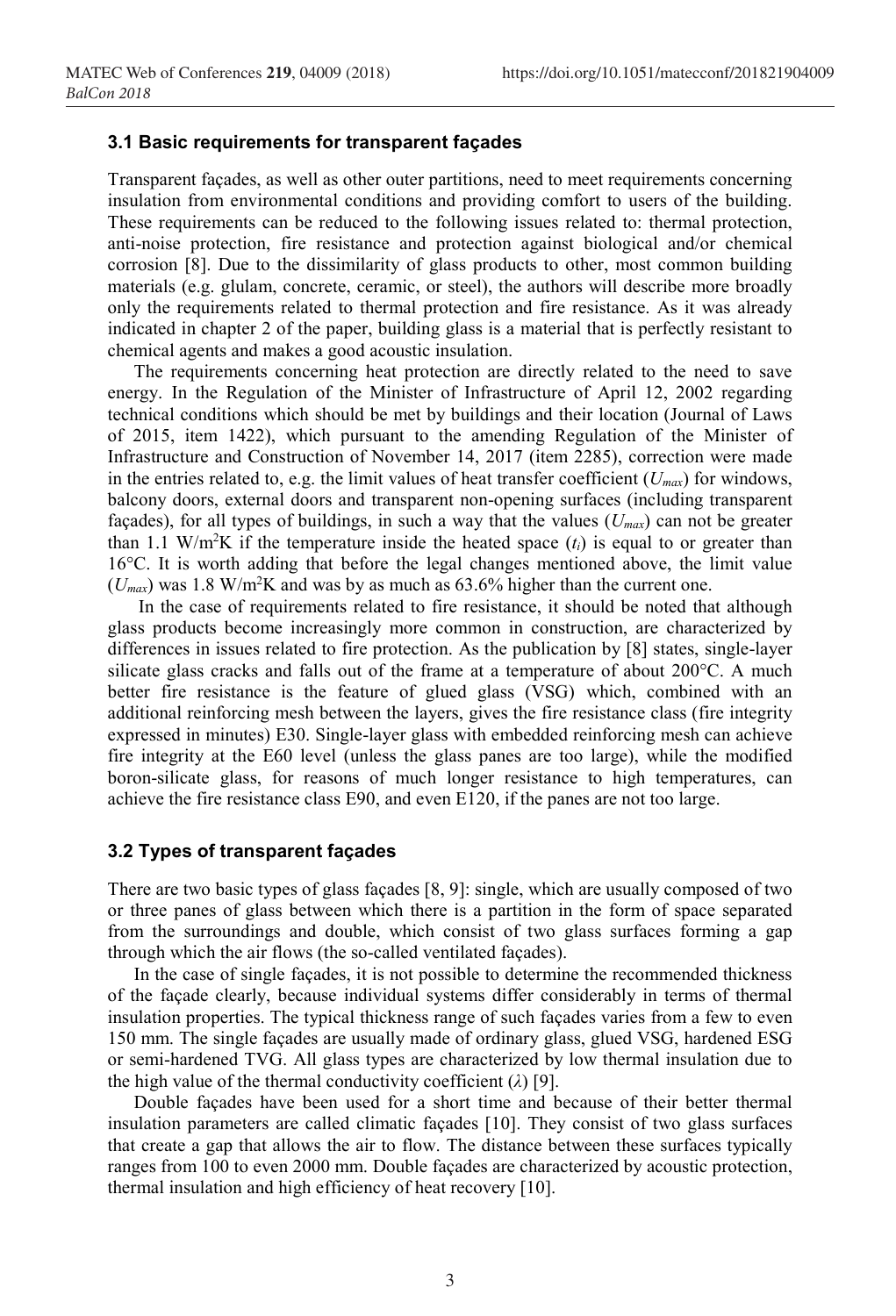### 3.1 Basic requirements for transparent façades

Transparent façades, as well as other outer partitions, need to meet requirements concerning insulation from environmental conditions and providing comfort to users of the building. These requirements can be reduced to the following issues related to: thermal protection, anti-noise protection, fire resistance and protection against biological and/or chemical corrosion [8]. Due to the dissimilarity of glass products to other, most common building materials (e.g. glulam, concrete, ceramic, or steel), the authors will describe more broadly only the requirements related to thermal protection and fire resistance. As it was already indicated in chapter 2 of the paper, building glass is a material that is perfectly resistant to chemical agents and makes a good acoustic insulation.

The requirements concerning heat protection are directly related to the need to save energy. In the Regulation of the Minister of Infrastructure of April 12, 2002 regarding technical conditions which should be met by buildings and their location (Journal of Laws of 2015, item 1422), which pursuant to the amending Regulation of the Minister of Infrastructure and Construction of November 14, 2017 (item 2285), correction were made in the entries related to, e.g. the limit values of heat transfer coefficient ($U_{max}$) for windows, balcony doors, external doors and transparent non-opening surfaces (including transparent façades), for all types of buildings, in such a way that the values ($U_{max}$) can not be greater than 1.1 W/m$^2$K if the temperature inside the heated space ($t_i$) is equal to or greater than 16°C. It is worth adding that before the legal changes mentioned above, the limit value ($U_{max}$) was 1.8 W/m$^2$K and was by as much as 63.6% higher than the current one.

In the case of requirements related to fire resistance, it should be noted that although glass products become increasingly more common in construction, are characterized by differences in issues related to fire protection. As the publication by [8] states, single-layer silicate glass cracks and falls out of the frame at a temperature of about 200°C. A much better fire resistance is the feature of glued glass (VSG) which, combined with an additional reinforcing mesh between the layers, gives the fire resistance class (fire integrity expressed in minutes) E30. Single-layer glass with embedded reinforcing mesh can achieve fire integrity at the E60 level (unless the glass panes are too large), while the modified boron-silicate glass, for reasons of much longer resistance to high temperatures, can achieve the fire resistance class E90, and even E120, if the panes are not too large.

### 3.2 Types of transparent façades

There are two basic types of glass façades [8, 9]: single, which are usually composed of two or three panes of glass between which there is a partition in the form of space separated from the surroundings and double, which consist of two glass surfaces forming a gap through which the air flows (the so-called ventilated façades).

In the case of single façades, it is not possible to determine the recommended thickness of the façade clearly, because individual systems differ considerably in terms of thermal insulation properties. The typical thickness range of such façades varies from a few to even 150 mm. The single façades are usually made of ordinary glass, glued VSG, hardened ESG or semi-hardened TVG. All glass types are characterized by low thermal insulation due to the high value of the thermal conductivity coefficient ($\lambda$) [9].

Double façades have been used for a short time and because of their better thermal insulation parameters are called climatic façades [10]. They consist of two glass surfaces that create a gap that allows the air to flow. The distance between these surfaces typically ranges from 100 to even 2000 mm. Double façades are characterized by acoustic protection, thermal insulation and high efficiency of heat recovery [10].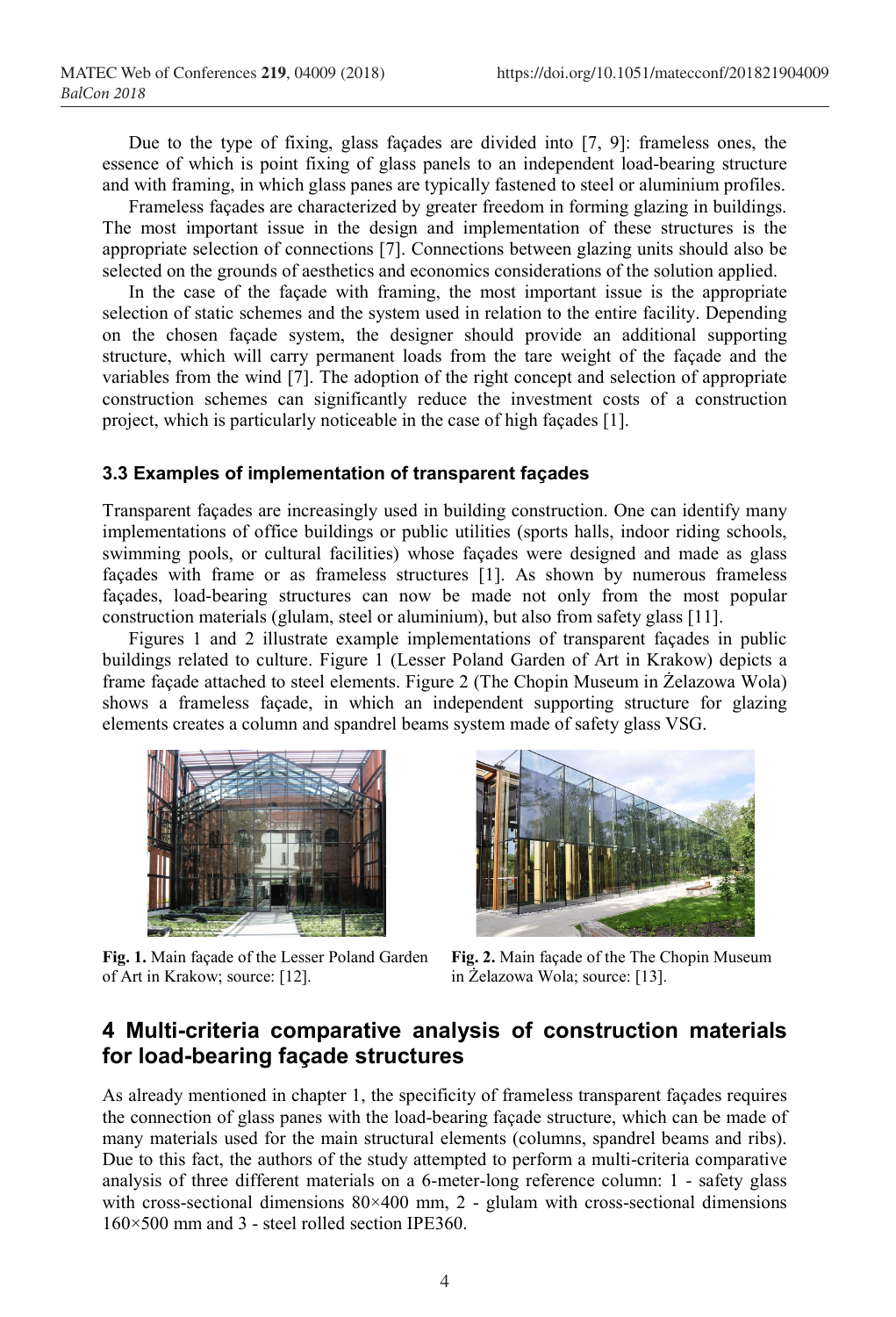Due to the type of fixing, glass façades are divided into [7, 9]: frameless ones, the essence of which is point fixing of glass panels to an independent load-bearing structure and with framing, in which glass panes are typically fastened to steel or aluminium profiles.

Frameless façades are characterized by greater freedom in forming glazing in buildings. The most important issue in the design and implementation of these structures is the appropriate selection of connections [7]. Connections between glazing units should also be selected on the grounds of aesthetics and economics considerations of the solution applied.

In the case of the façade with framing, the most important issue is the appropriate selection of static schemes and the system used in relation to the entire facility. Depending on the chosen façade system, the designer should provide an additional supporting structure, which will carry permanent loads from the tare weight of the façade and the variables from the wind [7]. The adoption of the right concept and selection of appropriate construction schemes can significantly reduce the investment costs of a construction project, which is particularly noticeable in the case of high façades [1].

### 3.3 Examples of implementation of transparent façades

Transparent façades are increasingly used in building construction. One can identify many implementations of office buildings or public utilities (sports halls, indoor riding schools, swimming pools, or cultural facilities) whose façades were designed and made as glass façades with frame or as frameless structures [1]. As shown by numerous frameless façades, load-bearing structures can now be made not only from the most popular construction materials (glulam, steel or aluminium), but also from safety glass [11].

Figures 1 and 2 illustrate example implementations of transparent façades in public buildings related to culture. Figure 1 (Lesser Poland Garden of Art in Krakow) depicts a frame façade attached to steel elements. Figure 2 (The Chopin Museum in Żelazowa Wola) shows a frameless façade, in which an independent supporting structure for glazing elements creates a column and spandrel beams system made of safety glass VSG.

**Fig. 1.** Main façade of the Lesser Poland Garden of Art in Krakow; source: [12].

**Fig. 2.** Main façade of the The Chopin Museum in Żelazowa Wola; source: [13].

## 4 Multi-criteria comparative analysis of construction materials for load-bearing façade structures

As already mentioned in chapter 1, the specificity of frameless transparent façades requires the connection of glass panes with the load-bearing façade structure, which can be made of many materials used for the main structural elements (columns, spandrel beams and ribs). Due to this fact, the authors of the study attempted to perform a multi-criteria comparative analysis of three different materials on a 6-meter-long reference column: 1 - safety glass with cross-sectional dimensions 80×400 mm, 2 - glulam with cross-sectional dimensions 160×500 mm and 3 - steel rolled section IPE360.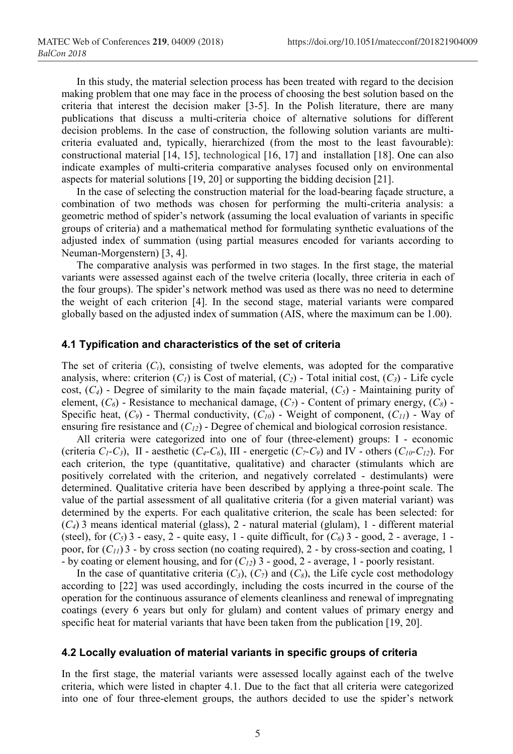In this study, the material selection process has been treated with regard to the decision making problem that one may face in the process of choosing the best solution based on the criteria that interest the decision maker [3-5]. In the Polish literature, there are many publications that discuss a multi-criteria choice of alternative solutions for different decision problems. In the case of construction, the following solution variants are multi-criteria evaluated and, typically, hierarchized (from the most to the least favourable): constructional material [14, 15], technological [16, 17] and installation [18]. One can also indicate examples of multi-criteria comparative analyses focused only on environmental aspects for material solutions [19, 20] or supporting the bidding decision [21].

In the case of selecting the construction material for the load-bearing façade structure, a combination of two methods was chosen for performing the multi-criteria analysis: a geometric method of spider's network (assuming the local evaluation of variants in specific groups of criteria) and a mathematical method for formulating synthetic evaluations of the adjusted index of summation (using partial measures encoded for variants according to Neuman-Morgenstern) [3, 4].

The comparative analysis was performed in two stages. In the first stage, the material variants were assessed against each of the twelve criteria (locally, three criteria in each of the four groups). The spider's network method was used as there was no need to determine the weight of each criterion [4]. In the second stage, material variants were compared globally based on the adjusted index of summation (AIS, where the maximum can be 1.00).

### 4.1 Typification and characteristics of the set of criteria

The set of criteria ($C_i$), consisting of twelve elements, was adopted for the comparative analysis, where: criterion ($C_1$) is Cost of material, ($C_2$) - Total initial cost, ($C_3$) - Life cycle cost, ($C_4$) - Degree of similarity to the main façade material, ($C_5$) - Maintaining purity of element, ($C_6$) - Resistance to mechanical damage, ($C_7$) - Content of primary energy, ($C_8$) - Specific heat, ($C_9$) - Thermal conductivity, ($C_{10}$) - Weight of component, ($C_{11}$) - Way of ensuring fire resistance and ($C_{12}$) - Degree of chemical and biological corrosion resistance.

All criteria were categorized into one of four (three-element) groups: I - economic (criteria $C_1$-$C_3$), II - aesthetic ($C_4$-$C_6$), III - energetic ($C_7$-$C_9$) and IV - others ($C_{10}$-$C_{12}$). For each criterion, the type (quantitative, qualitative) and character (stimulants which are positively correlated with the criterion, and negatively correlated - destimulants) were determined. Qualitative criteria have been described by applying a three-point scale. The value of the partial assessment of all qualitative criteria (for a given material variant) was determined by the experts. For each qualitative criterion, the scale has been selected: for ($C_4$) 3 means identical material (glass), 2 - natural material (glulam), 1 - different material (steel), for ($C_5$) 3 - easy, 2 - quite easy, 1 - quite difficult, for ($C_6$) 3 - good, 2 - average, 1 - poor, for ($C_{11}$) 3 - by cross section (no coating required), 2 - by cross-section and coating, 1 - by coating or element housing, and for ($C_{12}$) 3 - good, 2 - average, 1 - poorly resistant.

In the case of quantitative criteria ($C_3$), ($C_7$) and ($C_8$), the Life cycle cost methodology according to [22] was used accordingly, including the costs incurred in the course of the operation for the continuous assurance of elements cleanliness and renewal of impregnating coatings (every 6 years but only for glulam) and content values of primary energy and specific heat for material variants that have been taken from the publication [19, 20].

### 4.2 Locally evaluation of material variants in specific groups of criteria

In the first stage, the material variants were assessed locally against each of the twelve criteria, which were listed in chapter 4.1. Due to the fact that all criteria were categorized into one of four three-element groups, the authors decided to use the spider's network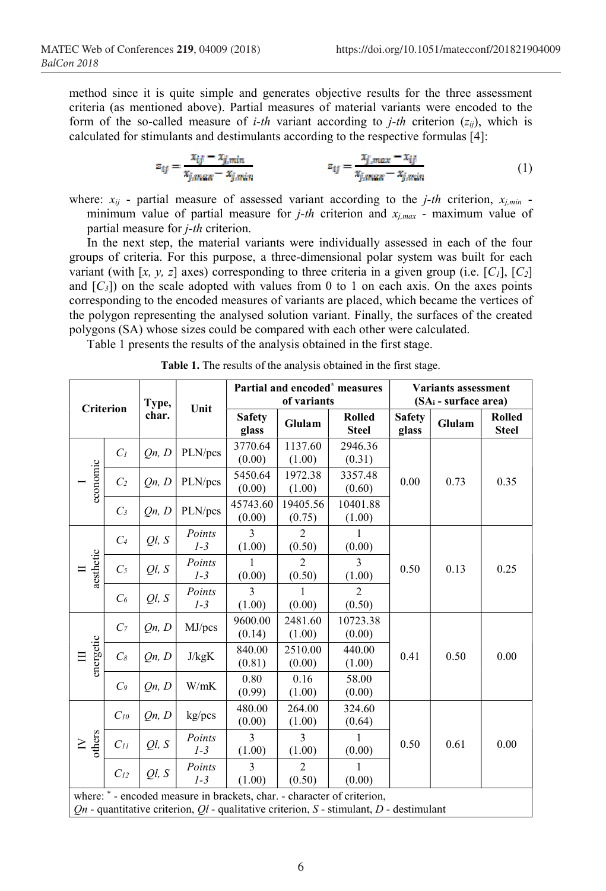method since it is quite simple and generates objective results for the three assessment criteria (as mentioned above). Partial measures of material variants were encoded to the form of the so-called measure of *i-th* variant according to *j-th* criterion ($z_{ij}$), which is calculated for stimulants and destimulants according to the respective formulas [4]:

$$z_{ij} = \frac{x_{ij} - x_{j,min}}{x_{j,max} - x_{j,min}} \qquad\qquad z_{ij} = \frac{x_{j,max} - x_{ij}}{x_{j,max} - x_{j,min}} \tag{1}$$

where: $x_{ij}$ - partial measure of assessed variant according to the *j-th* criterion, $x_{j,min}$ - minimum value of partial measure for *j-th* criterion and $x_{j,max}$ - maximum value of partial measure for *j-th* criterion.

In the next step, the material variants were individually assessed in each of the four groups of criteria. For this purpose, a three-dimensional polar system was built for each variant (with [*x, y, z*] axes) corresponding to three criteria in a given group (i.e. [$C_1$], [$C_2$] and [$C_3$]) on the scale adopted with values from 0 to 1 on each axis. On the axes points corresponding to the encoded measures of variants are placed, which became the vertices of the polygon representing the analysed solution variant. Finally, the surfaces of the created polygons (SA) whose sizes could be compared with each other were calculated.

Table 1 presents the results of the analysis obtained in the first stage.

**Table 1.** The results of the analysis obtained in the first stage.

| Criterion | | Type, char. | Unit | Partial and encoded* measures of variants | | | Variants assessment ($SA_i$ - surface area) | | |
|---|---|---|---|---|---|---|---|---|---|
| | | | | Safety glass | Glulam | Rolled Steel | Safety glass | Glulam | Rolled Steel |
| I economic | $C_1$ | *Qn, D* | PLN/pcs | 3770.64 (0.00) | 1137.60 (1.00) | 2946.36 (0.31) | 0.00 | 0.73 | 0.35 |
| | $C_2$ | *Qn, D* | PLN/pcs | 5450.64 (0.00) | 1972.38 (1.00) | 3357.48 (0.60) | | | |
| | $C_3$ | *Qn, D* | PLN/pcs | 45743.60 (0.00) | 19405.56 (0.75) | 10401.88 (1.00) | | | |
| II aesthetic | $C_4$ | *Ql, S* | *Points 1-3* | 3 (1.00) | 2 (0.50) | 1 (0.00) | 0.50 | 0.13 | 0.25 |
| | $C_5$ | *Ql, S* | *Points 1-3* | 1 (0.00) | 2 (0.50) | 3 (1.00) | | | |
| | $C_6$ | *Ql, S* | *Points 1-3* | 3 (1.00) | 1 (0.00) | 2 (0.50) | | | |
| III energetic | $C_7$ | *Qn, D* | MJ/pcs | 9600.00 (0.14) | 2481.60 (1.00) | 10723.38 (0.00) | 0.41 | 0.50 | 0.00 |
| | $C_8$ | *Qn, D* | J/kgK | 840.00 (0.81) | 2510.00 (0.00) | 440.00 (1.00) | | | |
| | $C_9$ | *Qn, D* | W/mK | 0.80 (0.99) | 0.16 (1.00) | 58.00 (0.00) | | | |
| IV others | $C_{10}$ | *Qn, D* | kg/pcs | 480.00 (0.00) | 264.00 (1.00) | 324.60 (0.64) | 0.50 | 0.61 | 0.00 |
| | $C_{11}$ | *Ql, S* | *Points 1-3* | 3 (1.00) | 3 (1.00) | 1 (0.00) | | | |
| | $C_{12}$ | *Ql, S* | *Points 1-3* | 3 (1.00) | 2 (0.50) | 1 (0.00) | | | |

where: * - encoded measure in brackets, char. - character of criterion,
*Qn* - quantitative criterion, *Ql* - qualitative criterion, *S* - stimulant, *D* - destimulant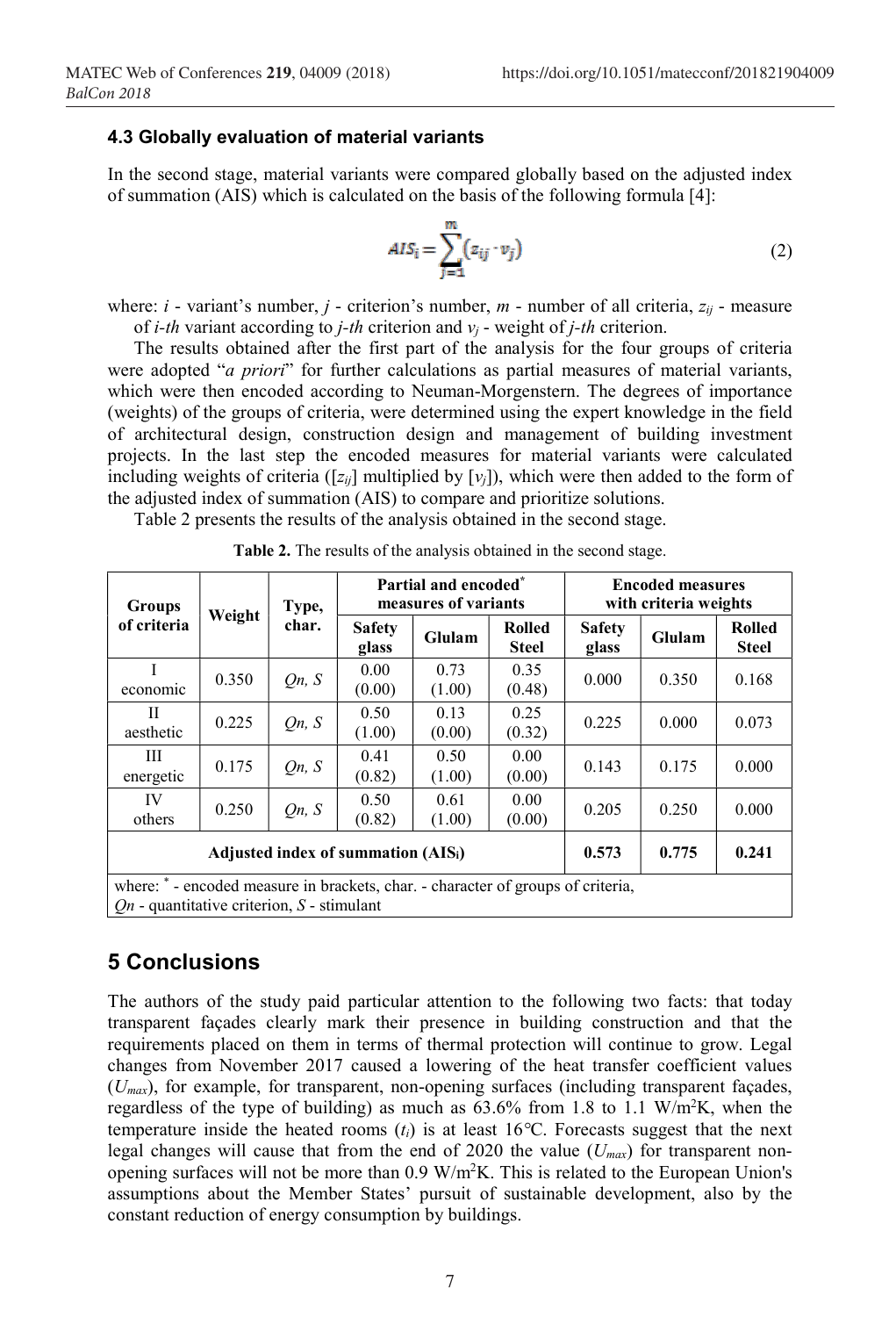### 4.3 Globally evaluation of material variants

In the second stage, material variants were compared globally based on the adjusted index of summation (AIS) which is calculated on the basis of the following formula [4]:

$$AIS_i = \sum_{j=1}^{m} (z_{ij} \cdot v_j) \tag{2}$$

where: $i$ - variant's number, $j$ - criterion's number, $m$ - number of all criteria, $z_{ij}$ - measure of $i$-*th* variant according to $j$-*th* criterion and $v_j$ - weight of $j$-*th* criterion.

The results obtained after the first part of the analysis for the four groups of criteria were adopted "*a priori*" for further calculations as partial measures of material variants, which were then encoded according to Neuman-Morgenstern. The degrees of importance (weights) of the groups of criteria, were determined using the expert knowledge in the field of architectural design, construction design and management of building investment projects. In the last step the encoded measures for material variants were calculated including weights of criteria ($[z_{ij}]$ multiplied by $[v_j]$), which were then added to the form of the adjusted index of summation (AIS) to compare and prioritize solutions.

Table 2 presents the results of the analysis obtained in the second stage.

**Table 2.** The results of the analysis obtained in the second stage.

| Groups of criteria | Weight | Type, char. | Partial and encoded* measures of variants | | | Encoded measures with criteria weights | | |
|---|---|---|---|---|---|---|---|---|
| | | | Safety glass | Glulam | Rolled Steel | Safety glass | Glulam | Rolled Steel |
| I economic | 0.350 | *Qn, S* | 0.00 (0.00) | 0.73 (1.00) | 0.35 (0.48) | 0.000 | 0.350 | 0.168 |
| II aesthetic | 0.225 | *Qn, S* | 0.50 (1.00) | 0.13 (0.00) | 0.25 (0.32) | 0.225 | 0.000 | 0.073 |
| III energetic | 0.175 | *Qn, S* | 0.41 (0.82) | 0.50 (1.00) | 0.00 (0.00) | 0.143 | 0.175 | 0.000 |
| IV others | 0.250 | *Qn, S* | 0.50 (0.82) | 0.61 (1.00) | 0.00 (0.00) | 0.205 | 0.250 | 0.000 |
| **Adjusted index of summation ($AIS_i$)** | | | | | | **0.573** | **0.775** | **0.241** |

where: * - encoded measure in brackets, char. - character of groups of criteria, *Qn* - quantitative criterion, *S* - stimulant

## 5 Conclusions

The authors of the study paid particular attention to the following two facts: that today transparent façades clearly mark their presence in building construction and that the requirements placed on them in terms of thermal protection will continue to grow. Legal changes from November 2017 caused a lowering of the heat transfer coefficient values ($U_{max}$), for example, for transparent, non-opening surfaces (including transparent façades, regardless of the type of building) as much as 63.6% from 1.8 to 1.1 W/m$^2$K, when the temperature inside the heated rooms ($t_i$) is at least 16°C. Forecasts suggest that the next legal changes will cause that from the end of 2020 the value ($U_{max}$) for transparent non-opening surfaces will not be more than 0.9 W/m$^2$K. This is related to the European Union's assumptions about the Member States' pursuit of sustainable development, also by the constant reduction of energy consumption by buildings.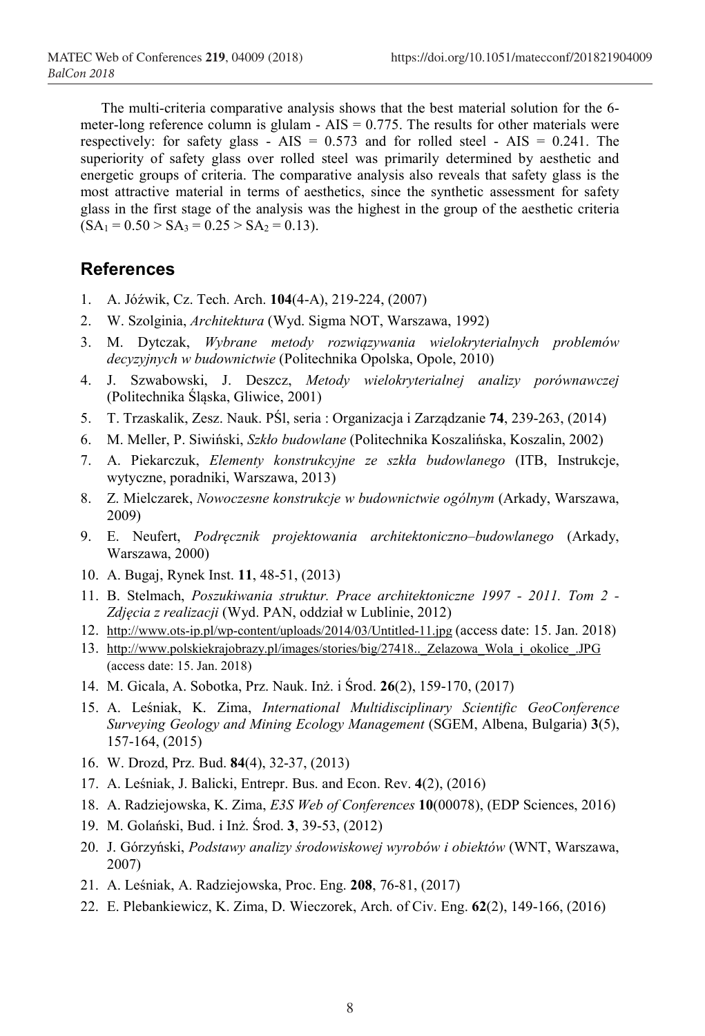The multi-criteria comparative analysis shows that the best material solution for the 6-meter-long reference column is glulam - AIS = 0.775. The results for other materials were respectively: for safety glass - AIS = 0.573 and for rolled steel - AIS = 0.241. The superiority of safety glass over rolled steel was primarily determined by aesthetic and energetic groups of criteria. The comparative analysis also reveals that safety glass is the most attractive material in terms of aesthetics, since the synthetic assessment for safety glass in the first stage of the analysis was the highest in the group of the aesthetic criteria ($SA_1 = 0.50 > SA_3 = 0.25 > SA_2 = 0.13$).

## References

1. A. Jóźwik, Cz. Tech. Arch. **104**(4-A), 219-224, (2007)
2. W. Szolginia, *Architektura* (Wyd. Sigma NOT, Warszawa, 1992)
3. M. Dytczak, *Wybrane metody rozwiązywania wielokryterialnych problemów decyzyjnych w budownictwie* (Politechnika Opolska, Opole, 2010)
4. J. Szwabowski, J. Deszcz, *Metody wielokryterialnej analizy porównawczej* (Politechnika Śląska, Gliwice, 2001)
5. T. Trzaskalik, Zesz. Nauk. PŚl, seria : Organizacja i Zarządzanie **74**, 239-263, (2014)
6. M. Meller, P. Siwiński, *Szkło budowlane* (Politechnika Koszalińska, Koszalin, 2002)
7. A. Piekarczuk, *Elementy konstrukcyjne ze szkła budowlanego* (ITB, Instrukcje, wytyczne, poradniki, Warszawa, 2013)
8. Z. Mielczarek, *Nowoczesne konstrukcje w budownictwie ogólnym* (Arkady, Warszawa, 2009)
9. E. Neufert, *Podręcznik projektowania architektoniczno–budowlanego* (Arkady, Warszawa, 2000)
10. A. Bugaj, Rynek Inst. **11**, 48-51, (2013)
11. B. Stelmach, *Poszukiwania struktur. Prace architektoniczne 1997 - 2011. Tom 2 - Zdjęcia z realizacji* (Wyd. PAN, oddział w Lublinie, 2012)
12. http://www.ots-ip.pl/wp-content/uploads/2014/03/Untitled-11.jpg (access date: 15. Jan. 2018)
13. http://www.polskiekrajobrazy.pl/images/stories/big/27418.._Zelazowa_Wola_i_okolice_.JPG (access date: 15. Jan. 2018)
14. M. Gicala, A. Sobotka, Prz. Nauk. Inż. i Środ. **26**(2), 159-170, (2017)
15. A. Leśniak, K. Zima, *International Multidisciplinary Scientific GeoConference Surveying Geology and Mining Ecology Management* (SGEM, Albena, Bulgaria) **3**(5), 157-164, (2015)
16. W. Drozd, Prz. Bud. **84**(4), 32-37, (2013)
17. A. Leśniak, J. Balicki, Entrepr. Bus. and Econ. Rev. **4**(2), (2016)
18. A. Radziejowska, K. Zima, *E3S Web of Conferences* **10**(00078), (EDP Sciences, 2016)
19. M. Golański, Bud. i Inż. Środ. **3**, 39-53, (2012)
20. J. Górzyński, *Podstawy analizy środowiskowej wyrobów i obiektów* (WNT, Warszawa, 2007)
21. A. Leśniak, A. Radziejowska, Proc. Eng. **208**, 76-81, (2017)
22. E. Plebankiewicz, K. Zima, D. Wieczorek, Arch. of Civ. Eng. **62**(2), 149-166, (2016)